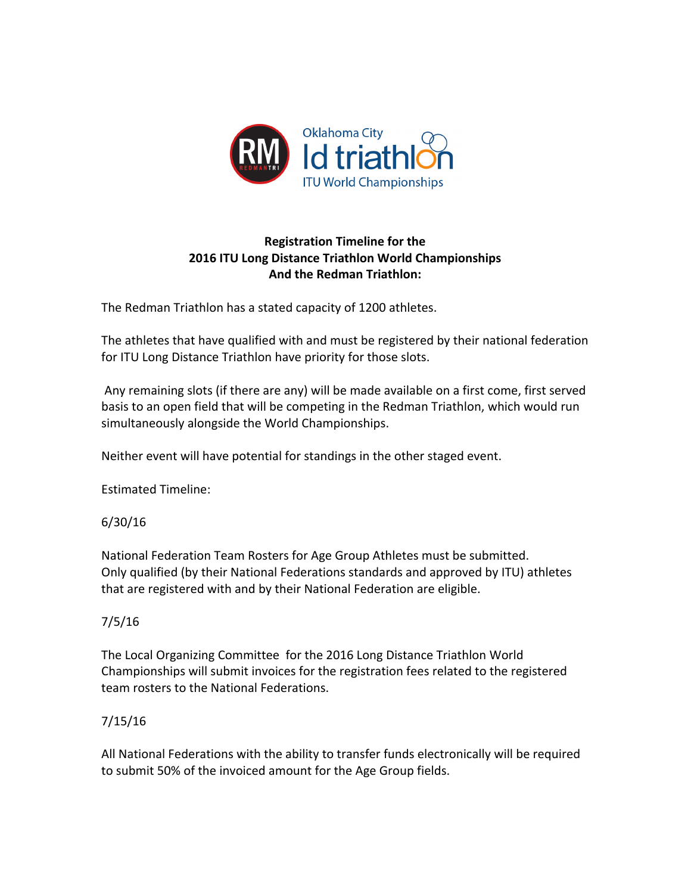**Registration Timeline for the**
**2016 ITU Long Distance Triathlon World Championships**
**And the Redman Triathlon:**

The Redman Triathlon has a stated capacity of 1200 athletes.

The athletes that have qualified with and must be registered by their national federation for ITU Long Distance Triathlon have priority for those slots.

Any remaining slots (if there are any) will be made available on a first come, first served basis to an open field that will be competing in the Redman Triathlon, which would run simultaneously alongside the World Championships.

Neither event will have potential for standings in the other staged event.

Estimated Timeline:

6/30/16

National Federation Team Rosters for Age Group Athletes must be submitted. Only qualified (by their National Federations standards and approved by ITU) athletes that are registered with and by their National Federation are eligible.

7/5/16

The Local Organizing Committee for the 2016 Long Distance Triathlon World Championships will submit invoices for the registration fees related to the registered team rosters to the National Federations.

7/15/16

All National Federations with the ability to transfer funds electronically will be required to submit 50% of the invoiced amount for the Age Group fields.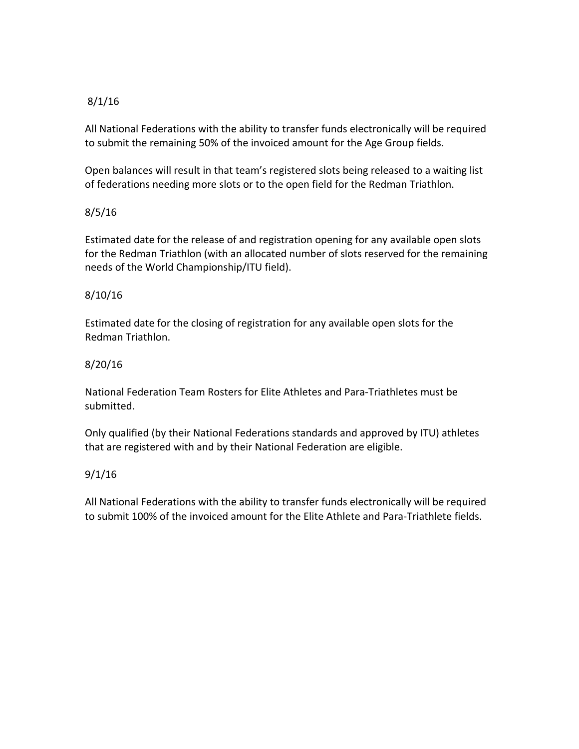8/1/16

All National Federations with the ability to transfer funds electronically will be required to submit the remaining 50% of the invoiced amount for the Age Group fields.

Open balances will result in that team's registered slots being released to a waiting list of federations needing more slots or to the open field for the Redman Triathlon.

8/5/16

Estimated date for the release of and registration opening for any available open slots for the Redman Triathlon (with an allocated number of slots reserved for the remaining needs of the World Championship/ITU field).

8/10/16

Estimated date for the closing of registration for any available open slots for the Redman Triathlon.

8/20/16

National Federation Team Rosters for Elite Athletes and Para-Triathletes must be submitted.

Only qualified (by their National Federations standards and approved by ITU) athletes that are registered with and by their National Federation are eligible.

9/1/16

All National Federations with the ability to transfer funds electronically will be required to submit 100% of the invoiced amount for the Elite Athlete and Para-Triathlete fields.